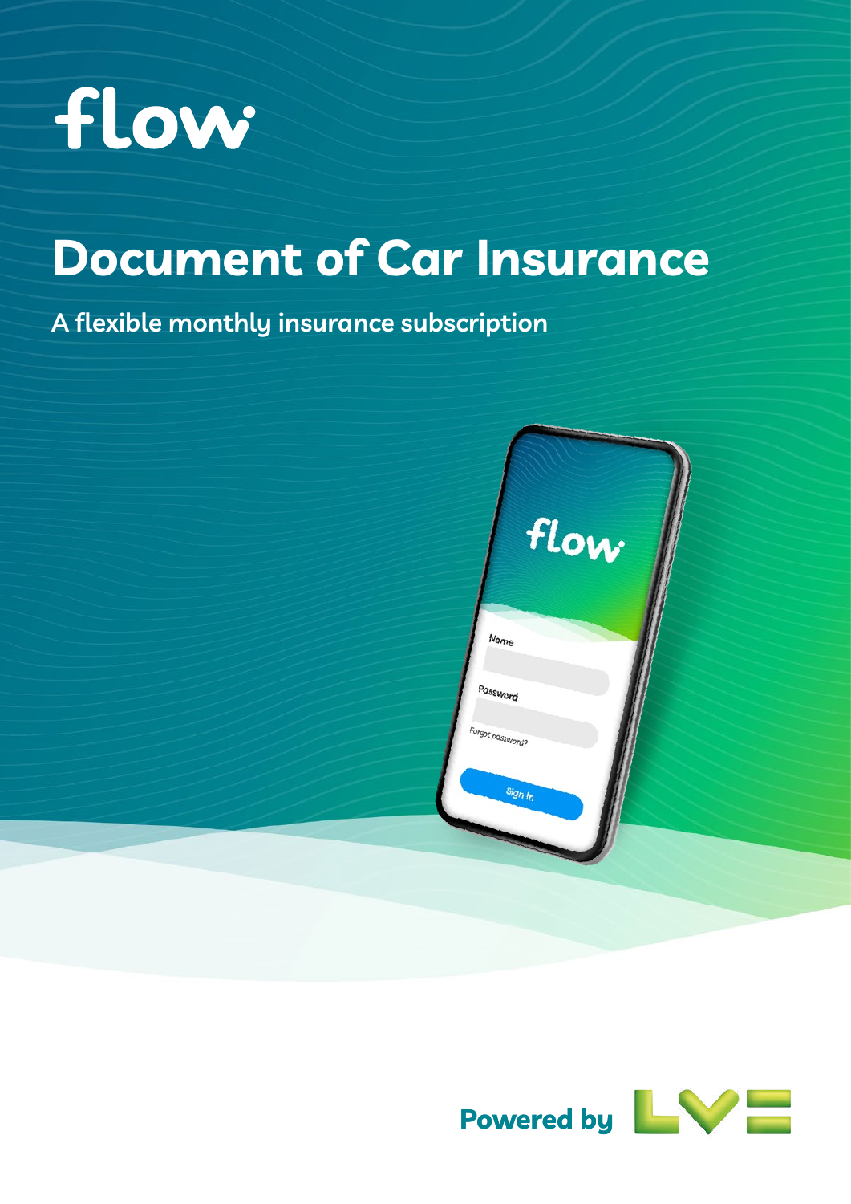flow

# Document of Car Insurance

## A flexible monthly insurance subscription

Powered by LV=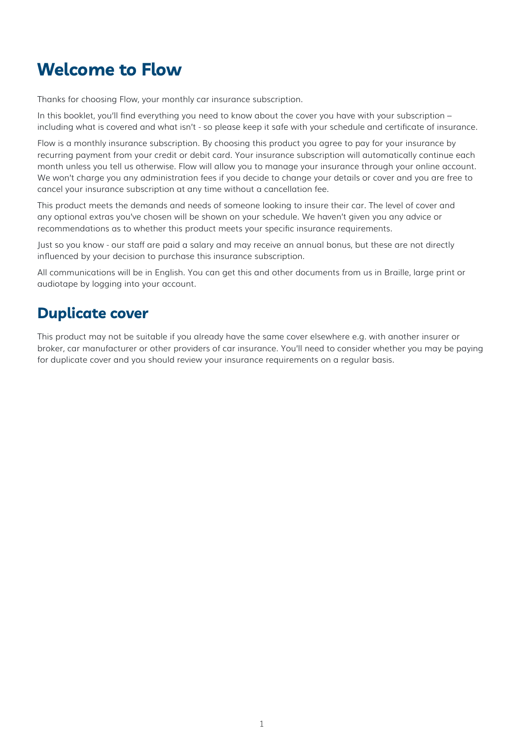# Welcome to Flow

Thanks for choosing Flow, your monthly car insurance subscription.

In this booklet, you'll find everything you need to know about the cover you have with your subscription – including what is covered and what isn't - so please keep it safe with your schedule and certificate of insurance.

Flow is a monthly insurance subscription. By choosing this product you agree to pay for your insurance by recurring payment from your credit or debit card. Your insurance subscription will automatically continue each month unless you tell us otherwise. Flow will allow you to manage your insurance through your online account. We won't charge you any administration fees if you decide to change your details or cover and you are free to cancel your insurance subscription at any time without a cancellation fee.

This product meets the demands and needs of someone looking to insure their car. The level of cover and any optional extras you've chosen will be shown on your schedule. We haven't given you any advice or recommendations as to whether this product meets your specific insurance requirements.

Just so you know - our staff are paid a salary and may receive an annual bonus, but these are not directly influenced by your decision to purchase this insurance subscription.

All communications will be in English. You can get this and other documents from us in Braille, large print or audiotape by logging into your account.

## Duplicate cover

This product may not be suitable if you already have the same cover elsewhere e.g. with another insurer or broker, car manufacturer or other providers of car insurance. You'll need to consider whether you may be paying for duplicate cover and you should review your insurance requirements on a regular basis.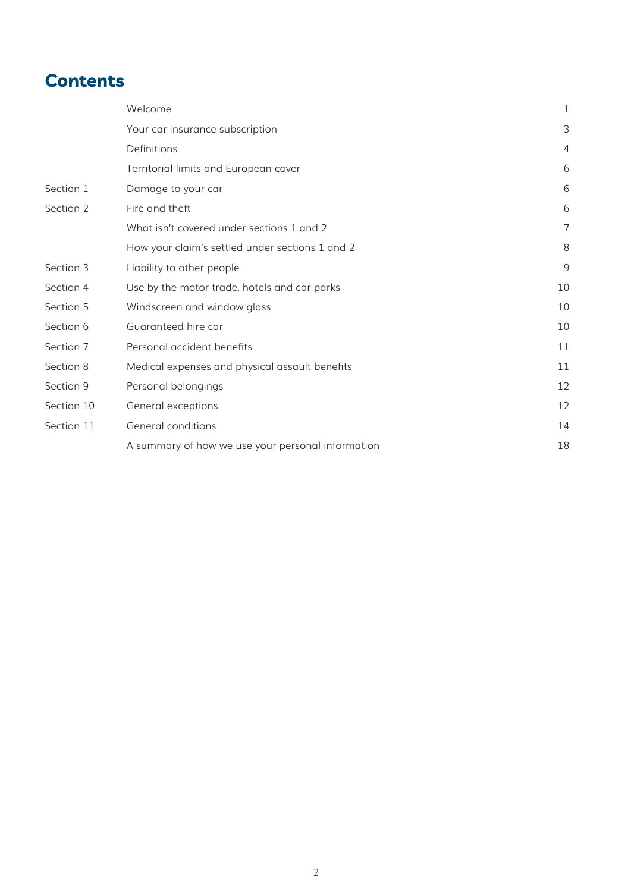# Contents

| | | |
|---|---|---|
| | Welcome | 1 |
| | Your car insurance subscription | 3 |
| | Definitions | 4 |
| | Territorial limits and European cover | 6 |
| Section 1 | Damage to your car | 6 |
| Section 2 | Fire and theft | 6 |
| | What isn't covered under sections 1 and 2 | 7 |
| | How your claim's settled under sections 1 and 2 | 8 |
| Section 3 | Liability to other people | 9 |
| Section 4 | Use by the motor trade, hotels and car parks | 10 |
| Section 5 | Windscreen and window glass | 10 |
| Section 6 | Guaranteed hire car | 10 |
| Section 7 | Personal accident benefits | 11 |
| Section 8 | Medical expenses and physical assault benefits | 11 |
| Section 9 | Personal belongings | 12 |
| Section 10 | General exceptions | 12 |
| Section 11 | General conditions | 14 |
| | A summary of how we use your personal information | 18 |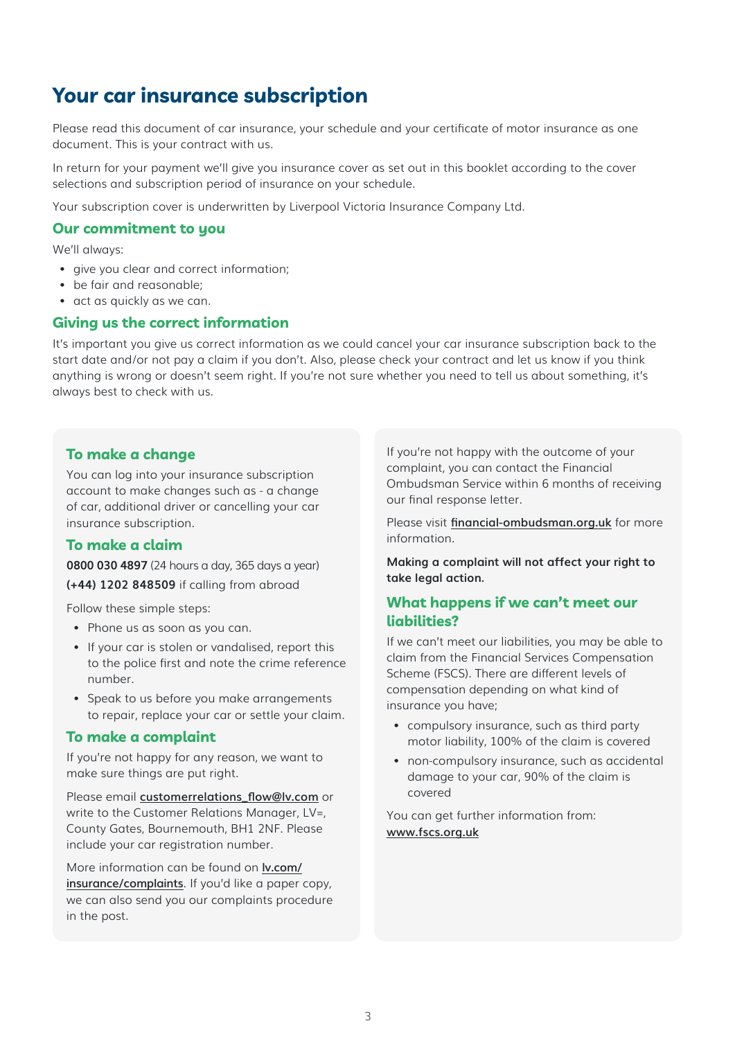# Your car insurance subscription

Please read this document of car insurance, your schedule and your certificate of motor insurance as one document. This is your contract with us.

In return for your payment we'll give you insurance cover as set out in this booklet according to the cover selections and subscription period of insurance on your schedule.

Your subscription cover is underwritten by Liverpool Victoria Insurance Company Ltd.

## Our commitment to you

We'll always:

- give you clear and correct information;
- be fair and reasonable;
- act as quickly as we can.

## Giving us the correct information

It's important you give us correct information as we could cancel your car insurance subscription back to the start date and/or not pay a claim if you don't. Also, please check your contract and let us know if you think anything is wrong or doesn't seem right. If you're not sure whether you need to tell us about something, it's always best to check with us.

## To make a change

You can log into your insurance subscription account to make changes such as - a change of car, additional driver or cancelling your car insurance subscription.

## To make a claim

**0800 030 4897** (24 hours a day, 365 days a year)

**(+44) 1202 848509** if calling from abroad

Follow these simple steps:

- Phone us as soon as you can.
- If your car is stolen or vandalised, report this to the police first and note the crime reference number.
- Speak to us before you make arrangements to repair, replace your car or settle your claim.

## To make a complaint

If you're not happy for any reason, we want to make sure things are put right.

Please email **customerrelations_flow@lv.com** or write to the Customer Relations Manager, LV=, County Gates, Bournemouth, BH1 2NF. Please include your car registration number.

More information can be found on **lv.com/insurance/complaints**. If you'd like a paper copy, we can also send you our complaints procedure in the post.

If you're not happy with the outcome of your complaint, you can contact the Financial Ombudsman Service within 6 months of receiving our final response letter.

Please visit **financial-ombudsman.org.uk** for more information.

**Making a complaint will not affect your right to take legal action.**

## What happens if we can't meet our liabilities?

If we can't meet our liabilities, you may be able to claim from the Financial Services Compensation Scheme (FSCS). There are different levels of compensation depending on what kind of insurance you have;

- compulsory insurance, such as third party motor liability, 100% of the claim is covered
- non-compulsory insurance, such as accidental damage to your car, 90% of the claim is covered

You can get further information from: **www.fscs.org.uk**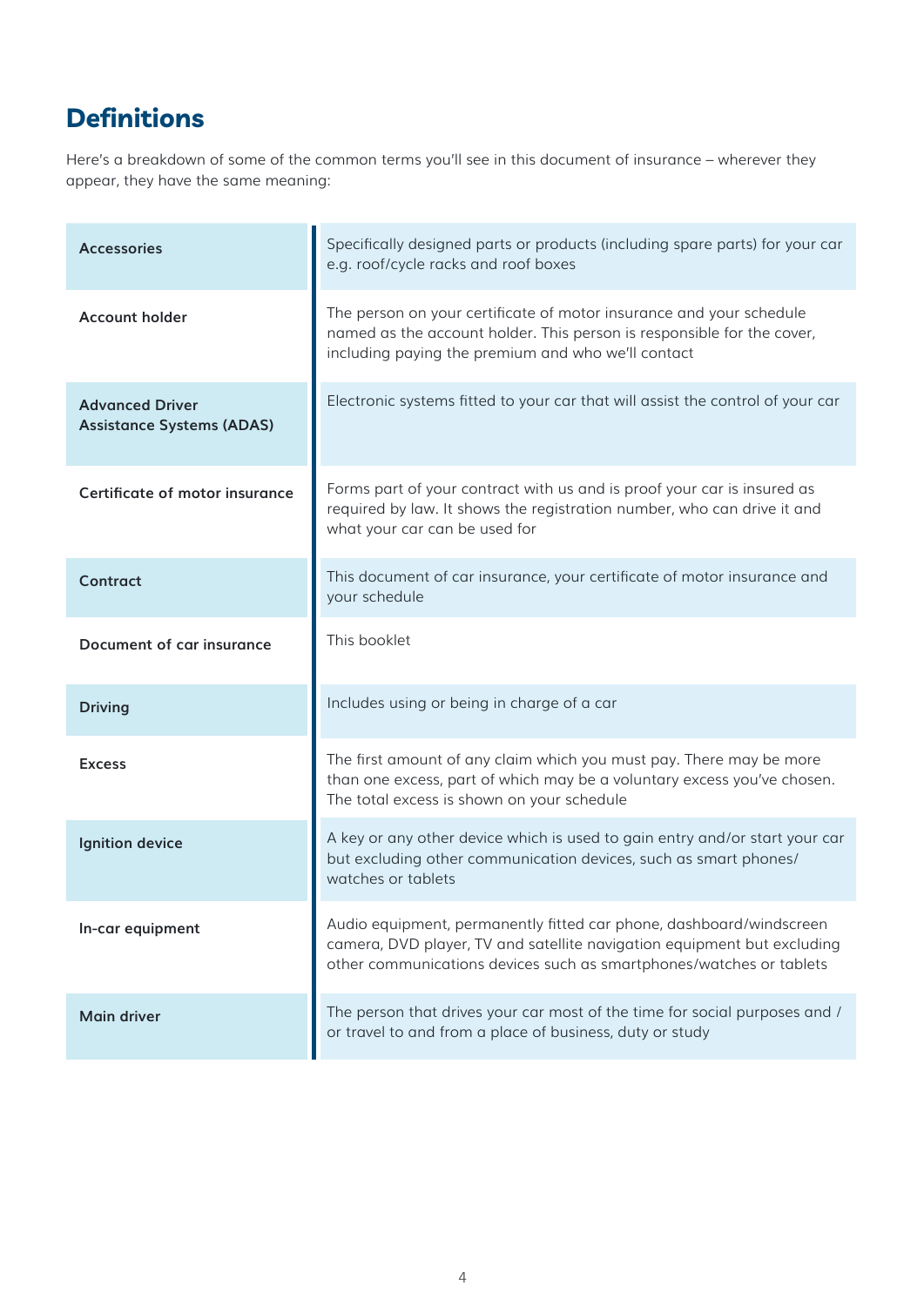## Definitions

Here's a breakdown of some of the common terms you'll see in this document of insurance – wherever they appear, they have the same meaning:

| Term | Meaning |
|---|---|
| **Accessories** | Specifically designed parts or products (including spare parts) for your car e.g. roof/cycle racks and roof boxes |
| **Account holder** | The person on your certificate of motor insurance and your schedule named as the account holder. This person is responsible for the cover, including paying the premium and who we'll contact |
| **Advanced Driver Assistance Systems (ADAS)** | Electronic systems fitted to your car that will assist the control of your car |
| **Certificate of motor insurance** | Forms part of your contract with us and is proof your car is insured as required by law. It shows the registration number, who can drive it and what your car can be used for |
| **Contract** | This document of car insurance, your certificate of motor insurance and your schedule |
| **Document of car insurance** | This booklet |
| **Driving** | Includes using or being in charge of a car |
| **Excess** | The first amount of any claim which you must pay. There may be more than one excess, part of which may be a voluntary excess you've chosen. The total excess is shown on your schedule |
| **Ignition device** | A key or any other device which is used to gain entry and/or start your car but excluding other communication devices, such as smart phones/ watches or tablets |
| **In-car equipment** | Audio equipment, permanently fitted car phone, dashboard/windscreen camera, DVD player, TV and satellite navigation equipment but excluding other communications devices such as smartphones/watches or tablets |
| **Main driver** | The person that drives your car most of the time for social purposes and / or travel to and from a place of business, duty or study |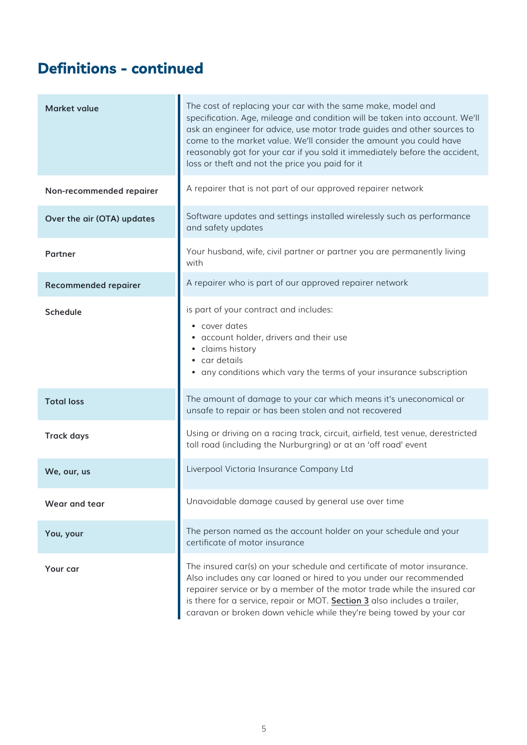## Definitions - continued

| Term | Definition |
|---|---|
| **Market value** | The cost of replacing your car with the same make, model and specification. Age, mileage and condition will be taken into account. We'll ask an engineer for advice, use motor trade guides and other sources to come to the market value. We'll consider the amount you could have reasonably got for your car if you sold it immediately before the accident, loss or theft and not the price you paid for it |
| **Non-recommended repairer** | A repairer that is not part of our approved repairer network |
| **Over the air (OTA) updates** | Software updates and settings installed wirelessly such as performance and safety updates |
| **Partner** | Your husband, wife, civil partner or partner you are permanently living with |
| **Recommended repairer** | A repairer who is part of our approved repairer network |
| **Schedule** | is part of your contract and includes:<br>• cover dates<br>• account holder, drivers and their use<br>• claims history<br>• car details<br>• any conditions which vary the terms of your insurance subscription |
| **Total loss** | The amount of damage to your car which means it's uneconomical or unsafe to repair or has been stolen and not recovered |
| **Track days** | Using or driving on a racing track, circuit, airfield, test venue, derestricted toll road (including the Nurburgring) or at an 'off road' event |
| **We, our, us** | Liverpool Victoria Insurance Company Ltd |
| **Wear and tear** | Unavoidable damage caused by general use over time |
| **You, your** | The person named as the account holder on your schedule and your certificate of motor insurance |
| **Your car** | The insured car(s) on your schedule and certificate of motor insurance. Also includes any car loaned or hired to you under our recommended repairer service or by a member of the motor trade while the insured car is there for a service, repair or MOT. Section 3 also includes a trailer, caravan or broken down vehicle while they're being towed by your car |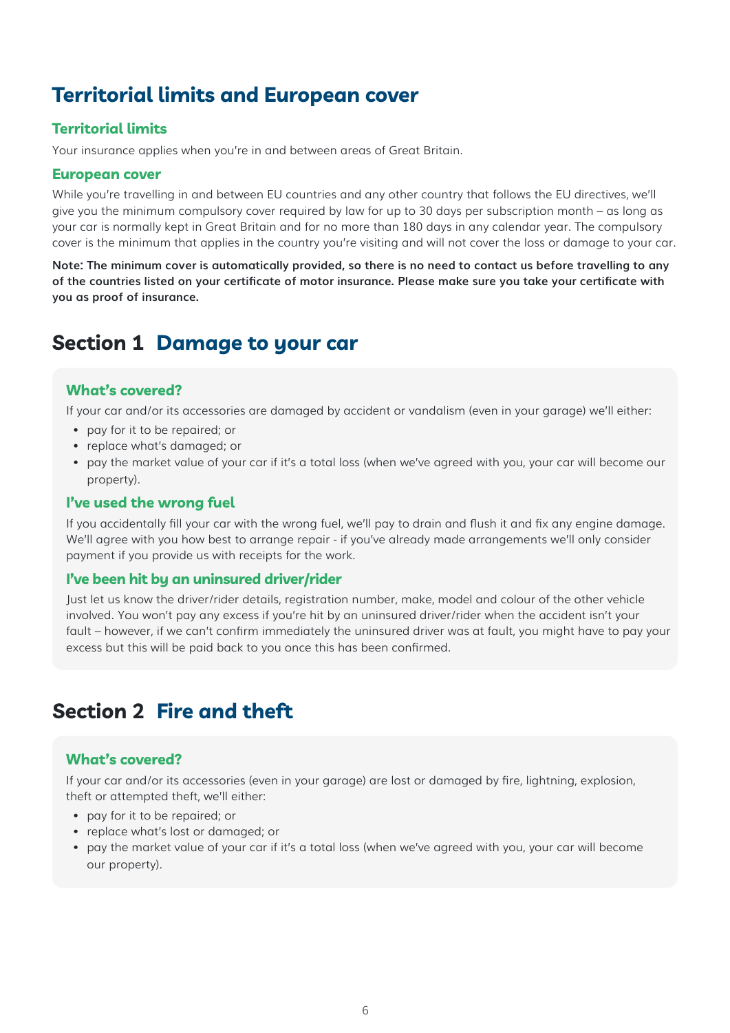# Territorial limits and European cover

### Territorial limits

Your insurance applies when you're in and between areas of Great Britain.

### European cover

While you're travelling in and between EU countries and any other country that follows the EU directives, we'll give you the minimum compulsory cover required by law for up to 30 days per subscription month – as long as your car is normally kept in Great Britain and for no more than 180 days in any calendar year. The compulsory cover is the minimum that applies in the country you're visiting and will not cover the loss or damage to your car.

**Note: The minimum cover is automatically provided, so there is no need to contact us before travelling to any of the countries listed on your certificate of motor insurance. Please make sure you take your certificate with you as proof of insurance.**

# Section 1 Damage to your car

### What's covered?

If your car and/or its accessories are damaged by accident or vandalism (even in your garage) we'll either:

- pay for it to be repaired; or
- replace what's damaged; or
- pay the market value of your car if it's a total loss (when we've agreed with you, your car will become our property).

### I've used the wrong fuel

If you accidentally fill your car with the wrong fuel, we'll pay to drain and flush it and fix any engine damage. We'll agree with you how best to arrange repair - if you've already made arrangements we'll only consider payment if you provide us with receipts for the work.

### I've been hit by an uninsured driver/rider

Just let us know the driver/rider details, registration number, make, model and colour of the other vehicle involved. You won't pay any excess if you're hit by an uninsured driver/rider when the accident isn't your fault – however, if we can't confirm immediately the uninsured driver was at fault, you might have to pay your excess but this will be paid back to you once this has been confirmed.

# Section 2 Fire and theft

### What's covered?

If your car and/or its accessories (even in your garage) are lost or damaged by fire, lightning, explosion, theft or attempted theft, we'll either:

- pay for it to be repaired; or
- replace what's lost or damaged; or
- pay the market value of your car if it's a total loss (when we've agreed with you, your car will become our property).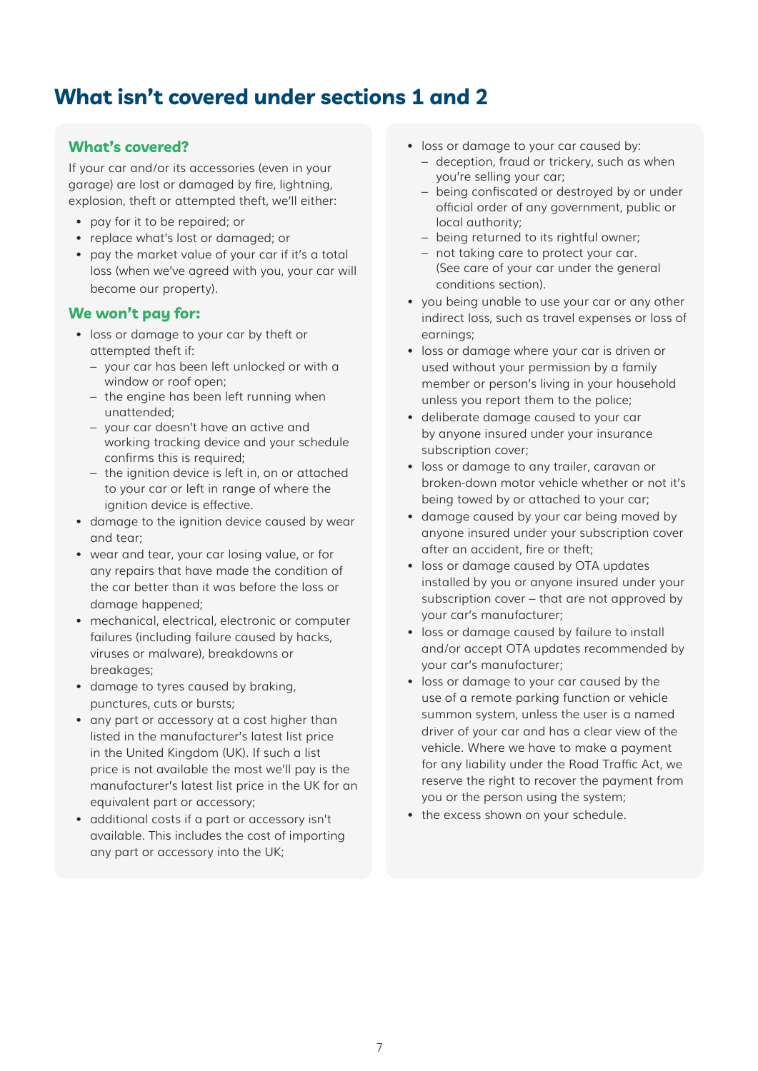# What isn't covered under sections 1 and 2

## What's covered?

If your car and/or its accessories (even in your garage) are lost or damaged by fire, lightning, explosion, theft or attempted theft, we'll either:

- pay for it to be repaired; or
- replace what's lost or damaged; or
- pay the market value of your car if it's a total loss (when we've agreed with you, your car will become our property).

## We won't pay for:

- loss or damage to your car by theft or attempted theft if:
  - your car has been left unlocked or with a window or roof open;
  - the engine has been left running when unattended;
  - your car doesn't have an active and working tracking device and your schedule confirms this is required;
  - the ignition device is left in, on or attached to your car or left in range of where the ignition device is effective.
- damage to the ignition device caused by wear and tear;
- wear and tear, your car losing value, or for any repairs that have made the condition of the car better than it was before the loss or damage happened;
- mechanical, electrical, electronic or computer failures (including failure caused by hacks, viruses or malware), breakdowns or breakages;
- damage to tyres caused by braking, punctures, cuts or bursts;
- any part or accessory at a cost higher than listed in the manufacturer's latest list price in the United Kingdom (UK). If such a list price is not available the most we'll pay is the manufacturer's latest list price in the UK for an equivalent part or accessory;
- additional costs if a part or accessory isn't available. This includes the cost of importing any part or accessory into the UK;
- loss or damage to your car caused by:
  - deception, fraud or trickery, such as when you're selling your car;
  - being confiscated or destroyed by or under official order of any government, public or local authority;
  - being returned to its rightful owner;
  - not taking care to protect your car. (See care of your car under the general conditions section).
- you being unable to use your car or any other indirect loss, such as travel expenses or loss of earnings;
- loss or damage where your car is driven or used without your permission by a family member or person's living in your household unless you report them to the police;
- deliberate damage caused to your car by anyone insured under your insurance subscription cover;
- loss or damage to any trailer, caravan or broken-down motor vehicle whether or not it's being towed by or attached to your car;
- damage caused by your car being moved by anyone insured under your subscription cover after an accident, fire or theft;
- loss or damage caused by OTA updates installed by you or anyone insured under your subscription cover – that are not approved by your car's manufacturer;
- loss or damage caused by failure to install and/or accept OTA updates recommended by your car's manufacturer;
- loss or damage to your car caused by the use of a remote parking function or vehicle summon system, unless the user is a named driver of your car and has a clear view of the vehicle. Where we have to make a payment for any liability under the Road Traffic Act, we reserve the right to recover the payment from you or the person using the system;
- the excess shown on your schedule.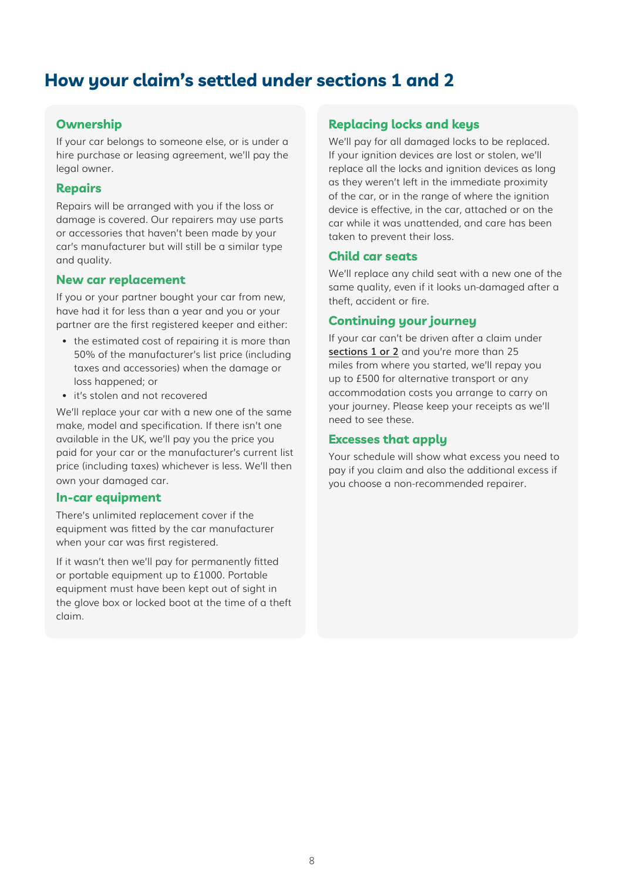# How your claim's settled under sections 1 and 2

## Ownership

If your car belongs to someone else, or is under a hire purchase or leasing agreement, we'll pay the legal owner.

## Repairs

Repairs will be arranged with you if the loss or damage is covered. Our repairers may use parts or accessories that haven't been made by your car's manufacturer but will still be a similar type and quality.

## New car replacement

If you or your partner bought your car from new, have had it for less than a year and you or your partner are the first registered keeper and either:

- the estimated cost of repairing it is more than 50% of the manufacturer's list price (including taxes and accessories) when the damage or loss happened; or
- it's stolen and not recovered

We'll replace your car with a new one of the same make, model and specification. If there isn't one available in the UK, we'll pay you the price you paid for your car or the manufacturer's current list price (including taxes) whichever is less. We'll then own your damaged car.

## In-car equipment

There's unlimited replacement cover if the equipment was fitted by the car manufacturer when your car was first registered.

If it wasn't then we'll pay for permanently fitted or portable equipment up to £1000. Portable equipment must have been kept out of sight in the glove box or locked boot at the time of a theft claim.

## Replacing locks and keys

We'll pay for all damaged locks to be replaced. If your ignition devices are lost or stolen, we'll replace all the locks and ignition devices as long as they weren't left in the immediate proximity of the car, or in the range of where the ignition device is effective, in the car, attached or on the car while it was unattended, and care has been taken to prevent their loss.

## Child car seats

We'll replace any child seat with a new one of the same quality, even if it looks un-damaged after a theft, accident or fire.

## Continuing your journey

If your car can't be driven after a claim under sections 1 or 2 and you're more than 25 miles from where you started, we'll repay you up to £500 for alternative transport or any accommodation costs you arrange to carry on your journey. Please keep your receipts as we'll need to see these.

## Excesses that apply

Your schedule will show what excess you need to pay if you claim and also the additional excess if you choose a non-recommended repairer.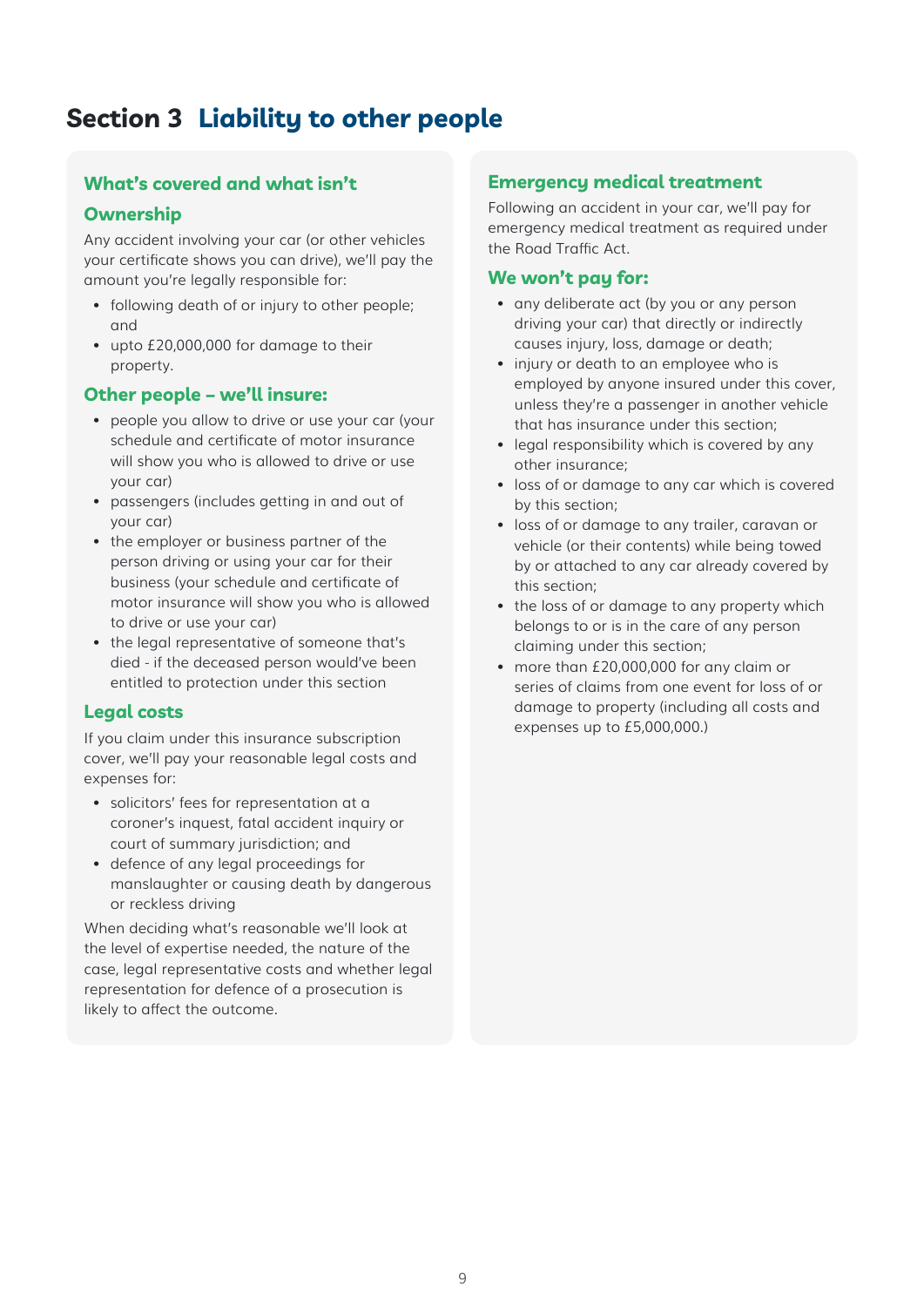# Section 3 Liability to other people

### What's covered and what isn't

### Ownership

Any accident involving your car (or other vehicles your certificate shows you can drive), we'll pay the amount you're legally responsible for:

- following death of or injury to other people; and
- upto £20,000,000 for damage to their property.

### Other people – we'll insure:

- people you allow to drive or use your car (your schedule and certificate of motor insurance will show you who is allowed to drive or use your car)
- passengers (includes getting in and out of your car)
- the employer or business partner of the person driving or using your car for their business (your schedule and certificate of motor insurance will show you who is allowed to drive or use your car)
- the legal representative of someone that's died - if the deceased person would've been entitled to protection under this section

### Legal costs

If you claim under this insurance subscription cover, we'll pay your reasonable legal costs and expenses for:

- solicitors' fees for representation at a coroner's inquest, fatal accident inquiry or court of summary jurisdiction; and
- defence of any legal proceedings for manslaughter or causing death by dangerous or reckless driving

When deciding what's reasonable we'll look at the level of expertise needed, the nature of the case, legal representative costs and whether legal representation for defence of a prosecution is likely to affect the outcome.

### Emergency medical treatment

Following an accident in your car, we'll pay for emergency medical treatment as required under the Road Traffic Act.

### We won't pay for:

- any deliberate act (by you or any person driving your car) that directly or indirectly causes injury, loss, damage or death;
- injury or death to an employee who is employed by anyone insured under this cover, unless they're a passenger in another vehicle that has insurance under this section;
- legal responsibility which is covered by any other insurance;
- loss of or damage to any car which is covered by this section;
- loss of or damage to any trailer, caravan or vehicle (or their contents) while being towed by or attached to any car already covered by this section;
- the loss of or damage to any property which belongs to or is in the care of any person claiming under this section;
- more than £20,000,000 for any claim or series of claims from one event for loss of or damage to property (including all costs and expenses up to £5,000,000.)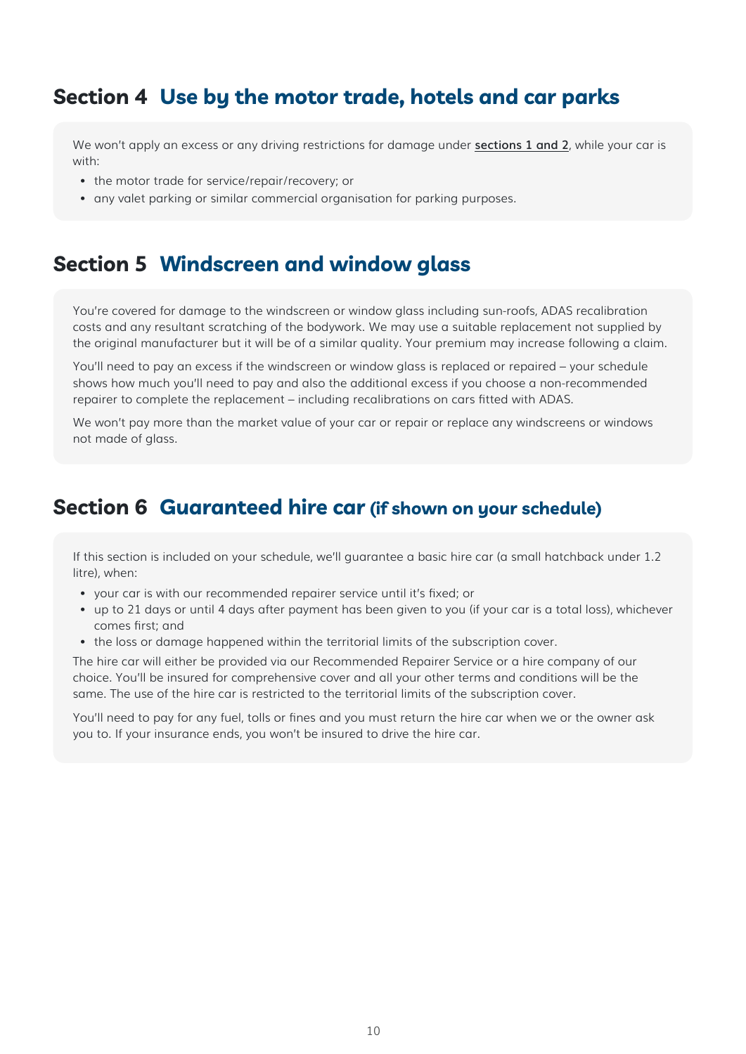## Section 4 Use by the motor trade, hotels and car parks

We won't apply an excess or any driving restrictions for damage under **sections 1 and 2**, while your car is with:

- the motor trade for service/repair/recovery; or
- any valet parking or similar commercial organisation for parking purposes.

## Section 5 Windscreen and window glass

You're covered for damage to the windscreen or window glass including sun-roofs, ADAS recalibration costs and any resultant scratching of the bodywork. We may use a suitable replacement not supplied by the original manufacturer but it will be of a similar quality. Your premium may increase following a claim.

You'll need to pay an excess if the windscreen or window glass is replaced or repaired – your schedule shows how much you'll need to pay and also the additional excess if you choose a non-recommended repairer to complete the replacement – including recalibrations on cars fitted with ADAS.

We won't pay more than the market value of your car or repair or replace any windscreens or windows not made of glass.

## Section 6 Guaranteed hire car (if shown on your schedule)

If this section is included on your schedule, we'll guarantee a basic hire car (a small hatchback under 1.2 litre), when:

- your car is with our recommended repairer service until it's fixed; or
- up to 21 days or until 4 days after payment has been given to you (if your car is a total loss), whichever comes first; and
- the loss or damage happened within the territorial limits of the subscription cover.

The hire car will either be provided via our Recommended Repairer Service or a hire company of our choice. You'll be insured for comprehensive cover and all your other terms and conditions will be the same. The use of the hire car is restricted to the territorial limits of the subscription cover.

You'll need to pay for any fuel, tolls or fines and you must return the hire car when we or the owner ask you to. If your insurance ends, you won't be insured to drive the hire car.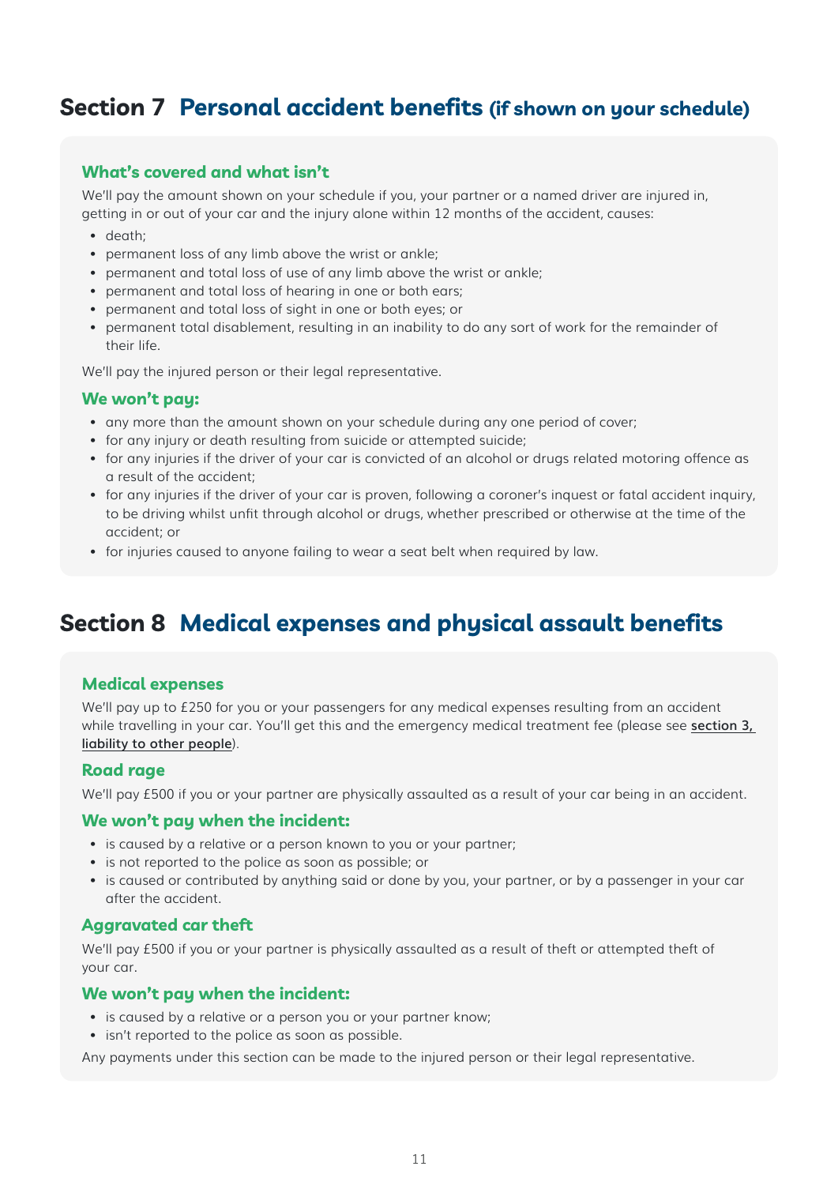## Section 7 Personal accident benefits (if shown on your schedule)

### What's covered and what isn't

We'll pay the amount shown on your schedule if you, your partner or a named driver are injured in, getting in or out of your car and the injury alone within 12 months of the accident, causes:

- death;
- permanent loss of any limb above the wrist or ankle;
- permanent and total loss of use of any limb above the wrist or ankle;
- permanent and total loss of hearing in one or both ears;
- permanent and total loss of sight in one or both eyes; or
- permanent total disablement, resulting in an inability to do any sort of work for the remainder of their life.

We'll pay the injured person or their legal representative.

### We won't pay:

- any more than the amount shown on your schedule during any one period of cover;
- for any injury or death resulting from suicide or attempted suicide;
- for any injuries if the driver of your car is convicted of an alcohol or drugs related motoring offence as a result of the accident;
- for any injuries if the driver of your car is proven, following a coroner's inquest or fatal accident inquiry, to be driving whilst unfit through alcohol or drugs, whether prescribed or otherwise at the time of the accident; or
- for injuries caused to anyone failing to wear a seat belt when required by law.

## Section 8 Medical expenses and physical assault benefits

### Medical expenses

We'll pay up to £250 for you or your passengers for any medical expenses resulting from an accident while travelling in your car. You'll get this and the emergency medical treatment fee (please see section 3, liability to other people).

### Road rage

We'll pay £500 if you or your partner are physically assaulted as a result of your car being in an accident.

### We won't pay when the incident:

- is caused by a relative or a person known to you or your partner;
- is not reported to the police as soon as possible; or
- is caused or contributed by anything said or done by you, your partner, or by a passenger in your car after the accident.

### Aggravated car theft

We'll pay £500 if you or your partner is physically assaulted as a result of theft or attempted theft of your car.

### We won't pay when the incident:

- is caused by a relative or a person you or your partner know;
- isn't reported to the police as soon as possible.

Any payments under this section can be made to the injured person or their legal representative.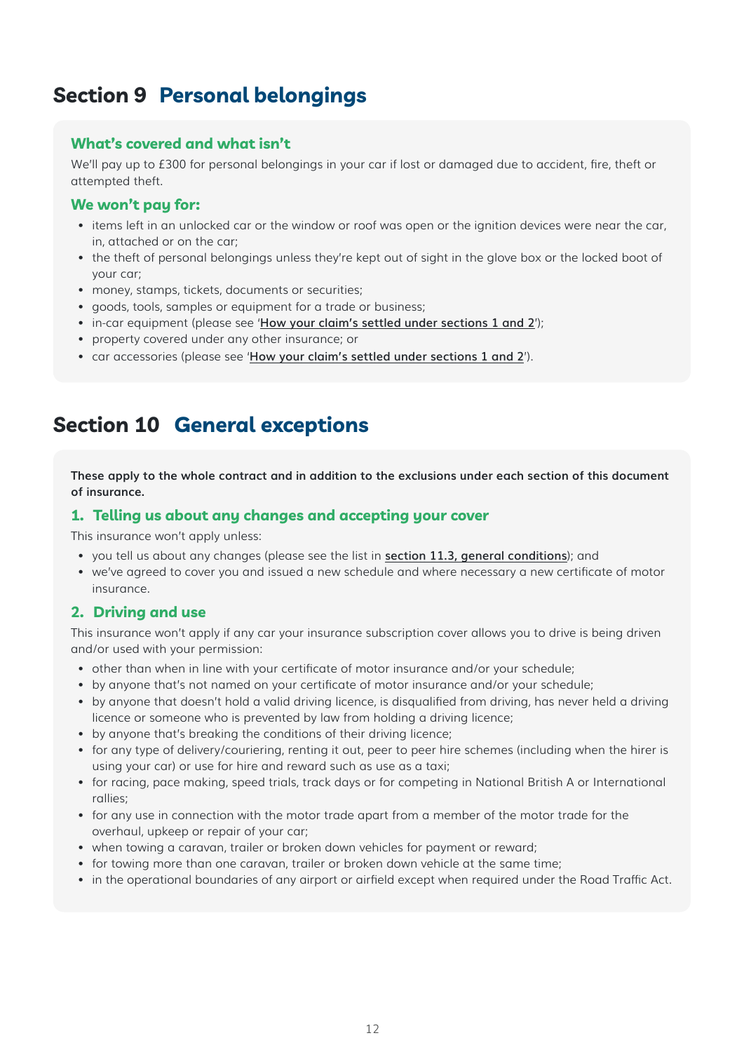# Section 9 Personal belongings

### What's covered and what isn't

We'll pay up to £300 for personal belongings in your car if lost or damaged due to accident, fire, theft or attempted theft.

### We won't pay for:

- items left in an unlocked car or the window or roof was open or the ignition devices were near the car, in, attached or on the car;
- the theft of personal belongings unless they're kept out of sight in the glove box or the locked boot of your car;
- money, stamps, tickets, documents or securities;
- goods, tools, samples or equipment for a trade or business;
- in-car equipment (please see '**How your claim's settled under sections 1 and 2**');
- property covered under any other insurance; or
- car accessories (please see '**How your claim's settled under sections 1 and 2**').

# Section 10 General exceptions

**These apply to the whole contract and in addition to the exclusions under each section of this document of insurance.**

### 1. Telling us about any changes and accepting your cover

This insurance won't apply unless:

- you tell us about any changes (please see the list in **section 11.3, general conditions**); and
- we've agreed to cover you and issued a new schedule and where necessary a new certificate of motor insurance.

### 2. Driving and use

This insurance won't apply if any car your insurance subscription cover allows you to drive is being driven and/or used with your permission:

- other than when in line with your certificate of motor insurance and/or your schedule;
- by anyone that's not named on your certificate of motor insurance and/or your schedule;
- by anyone that doesn't hold a valid driving licence, is disqualified from driving, has never held a driving licence or someone who is prevented by law from holding a driving licence;
- by anyone that's breaking the conditions of their driving licence;
- for any type of delivery/couriering, renting it out, peer to peer hire schemes (including when the hirer is using your car) or use for hire and reward such as use as a taxi;
- for racing, pace making, speed trials, track days or for competing in National British A or International rallies;
- for any use in connection with the motor trade apart from a member of the motor trade for the overhaul, upkeep or repair of your car;
- when towing a caravan, trailer or broken down vehicles for payment or reward;
- for towing more than one caravan, trailer or broken down vehicle at the same time;
- in the operational boundaries of any airport or airfield except when required under the Road Traffic Act.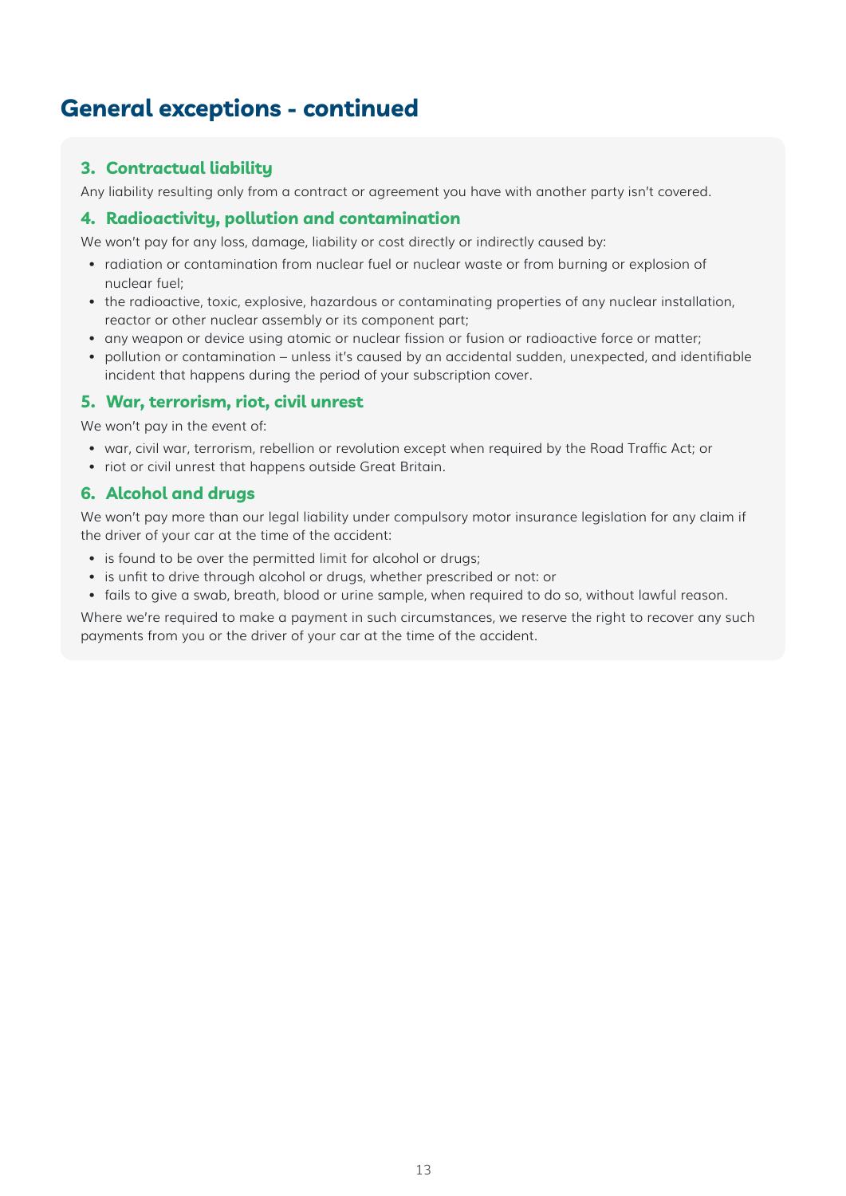# General exceptions - continued

## 3. Contractual liability

Any liability resulting only from a contract or agreement you have with another party isn't covered.

## 4. Radioactivity, pollution and contamination

We won't pay for any loss, damage, liability or cost directly or indirectly caused by:

- radiation or contamination from nuclear fuel or nuclear waste or from burning or explosion of nuclear fuel;
- the radioactive, toxic, explosive, hazardous or contaminating properties of any nuclear installation, reactor or other nuclear assembly or its component part;
- any weapon or device using atomic or nuclear fission or fusion or radioactive force or matter;
- pollution or contamination – unless it's caused by an accidental sudden, unexpected, and identifiable incident that happens during the period of your subscription cover.

## 5. War, terrorism, riot, civil unrest

We won't pay in the event of:

- war, civil war, terrorism, rebellion or revolution except when required by the Road Traffic Act; or
- riot or civil unrest that happens outside Great Britain.

## 6. Alcohol and drugs

We won't pay more than our legal liability under compulsory motor insurance legislation for any claim if the driver of your car at the time of the accident:

- is found to be over the permitted limit for alcohol or drugs;
- is unfit to drive through alcohol or drugs, whether prescribed or not: or
- fails to give a swab, breath, blood or urine sample, when required to do so, without lawful reason.

Where we're required to make a payment in such circumstances, we reserve the right to recover any such payments from you or the driver of your car at the time of the accident.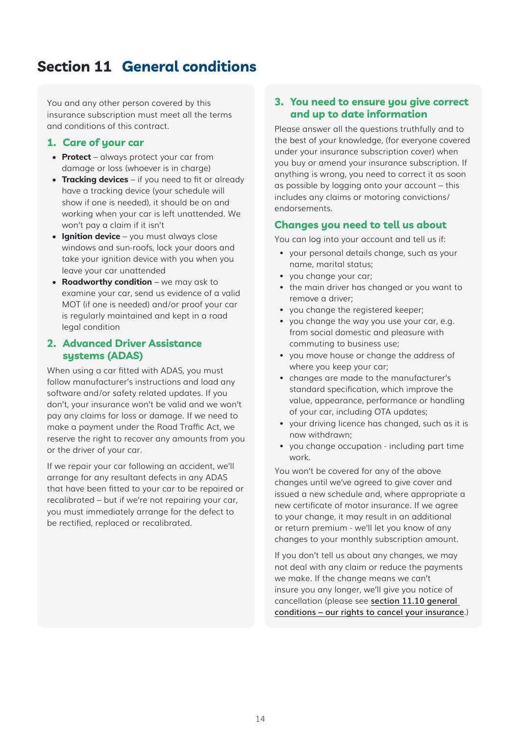# Section 11 General conditions

You and any other person covered by this insurance subscription must meet all the terms and conditions of this contract.

## 1. Care of your car

- **Protect** – always protect your car from damage or loss (whoever is in charge)
- **Tracking devices** – if you need to fit or already have a tracking device (your schedule will show if one is needed), it should be on and working when your car is left unattended. We won't pay a claim if it isn't
- **Ignition device** – you must always close windows and sun-roofs, lock your doors and take your ignition device with you when you leave your car unattended
- **Roadworthy condition** – we may ask to examine your car, send us evidence of a valid MOT (if one is needed) and/or proof your car is regularly maintained and kept in a road legal condition

## 2. Advanced Driver Assistance systems (ADAS)

When using a car fitted with ADAS, you must follow manufacturer's instructions and load any software and/or safety related updates. If you don't, your insurance won't be valid and we won't pay any claims for loss or damage. If we need to make a payment under the Road Traffic Act, we reserve the right to recover any amounts from you or the driver of your car.

If we repair your car following an accident, we'll arrange for any resultant defects in any ADAS that have been fitted to your car to be repaired or recalibrated – but if we're not repairing your car, you must immediately arrange for the defect to be rectified, replaced or recalibrated.

## 3. You need to ensure you give correct and up to date information

Please answer all the questions truthfully and to the best of your knowledge, (for everyone covered under your insurance subscription cover) when you buy or amend your insurance subscription. If anything is wrong, you need to correct it as soon as possible by logging onto your account – this includes any claims or motoring convictions/endorsements.

### Changes you need to tell us about

You can log into your account and tell us if:

- your personal details change, such as your name, marital status;
- you change your car;
- the main driver has changed or you want to remove a driver;
- you change the registered keeper;
- you change the way you use your car, e.g. from social domestic and pleasure with commuting to business use;
- you move house or change the address of where you keep your car;
- changes are made to the manufacturer's standard specification, which improve the value, appearance, performance or handling of your car, including OTA updates;
- your driving licence has changed, such as it is now withdrawn;
- you change occupation - including part time work.

You won't be covered for any of the above changes until we've agreed to give cover and issued a new schedule and, where appropriate a new certificate of motor insurance. If we agree to your change, it may result in an additional or return premium - we'll let you know of any changes to your monthly subscription amount.

If you don't tell us about any changes, we may not deal with any claim or reduce the payments we make. If the change means we can't insure you any longer, we'll give you notice of cancellation (please see **section 11.10 general conditions – our rights to cancel your insurance**.)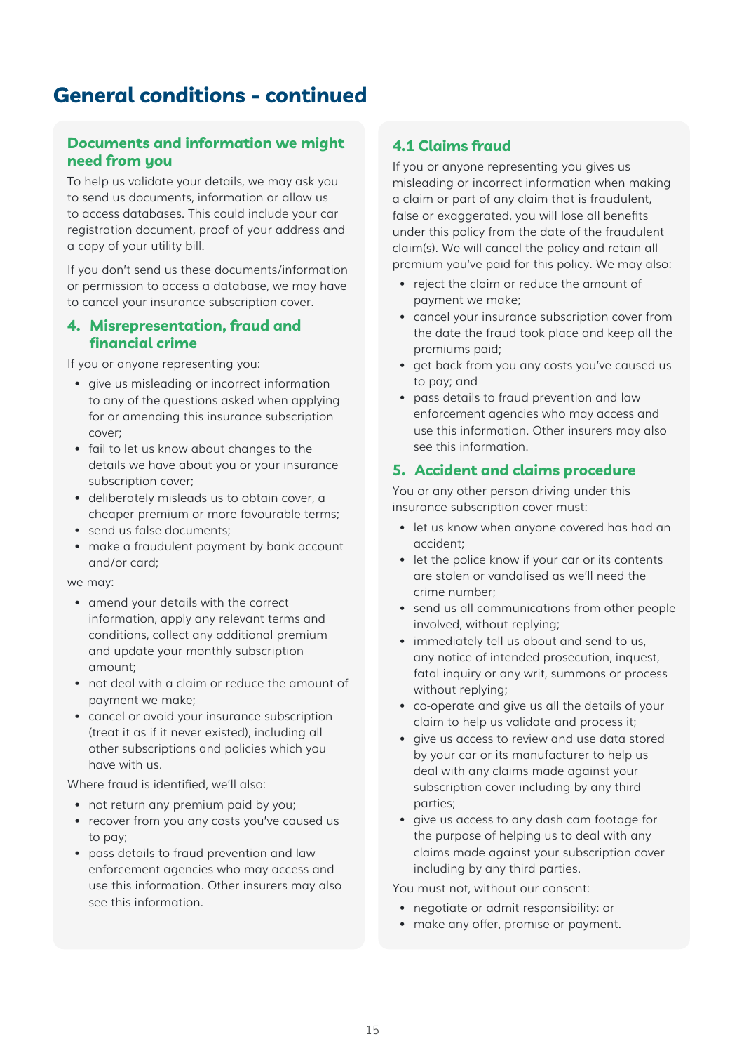# General conditions - continued

## Documents and information we might need from you

To help us validate your details, we may ask you to send us documents, information or allow us to access databases. This could include your car registration document, proof of your address and a copy of your utility bill.

If you don't send us these documents/information or permission to access a database, we may have to cancel your insurance subscription cover.

## 4. Misrepresentation, fraud and financial crime

If you or anyone representing you:

- give us misleading or incorrect information to any of the questions asked when applying for or amending this insurance subscription cover;
- fail to let us know about changes to the details we have about you or your insurance subscription cover;
- deliberately misleads us to obtain cover, a cheaper premium or more favourable terms;
- send us false documents;
- make a fraudulent payment by bank account and/or card;

we may:

- amend your details with the correct information, apply any relevant terms and conditions, collect any additional premium and update your monthly subscription amount;
- not deal with a claim or reduce the amount of payment we make;
- cancel or avoid your insurance subscription (treat it as if it never existed), including all other subscriptions and policies which you have with us.

Where fraud is identified, we'll also:

- not return any premium paid by you;
- recover from you any costs you've caused us to pay;
- pass details to fraud prevention and law enforcement agencies who may access and use this information. Other insurers may also see this information.

## 4.1 Claims fraud

If you or anyone representing you gives us misleading or incorrect information when making a claim or part of any claim that is fraudulent, false or exaggerated, you will lose all benefits under this policy from the date of the fraudulent claim(s). We will cancel the policy and retain all premium you've paid for this policy. We may also:

- reject the claim or reduce the amount of payment we make;
- cancel your insurance subscription cover from the date the fraud took place and keep all the premiums paid;
- get back from you any costs you've caused us to pay; and
- pass details to fraud prevention and law enforcement agencies who may access and use this information. Other insurers may also see this information.

## 5. Accident and claims procedure

You or any other person driving under this insurance subscription cover must:

- let us know when anyone covered has had an accident;
- let the police know if your car or its contents are stolen or vandalised as we'll need the crime number;
- send us all communications from other people involved, without replying;
- immediately tell us about and send to us, any notice of intended prosecution, inquest, fatal inquiry or any writ, summons or process without replying;
- co-operate and give us all the details of your claim to help us validate and process it;
- give us access to review and use data stored by your car or its manufacturer to help us deal with any claims made against your subscription cover including by any third parties;
- give us access to any dash cam footage for the purpose of helping us to deal with any claims made against your subscription cover including by any third parties.

You must not, without our consent:

- negotiate or admit responsibility: or
- make any offer, promise or payment.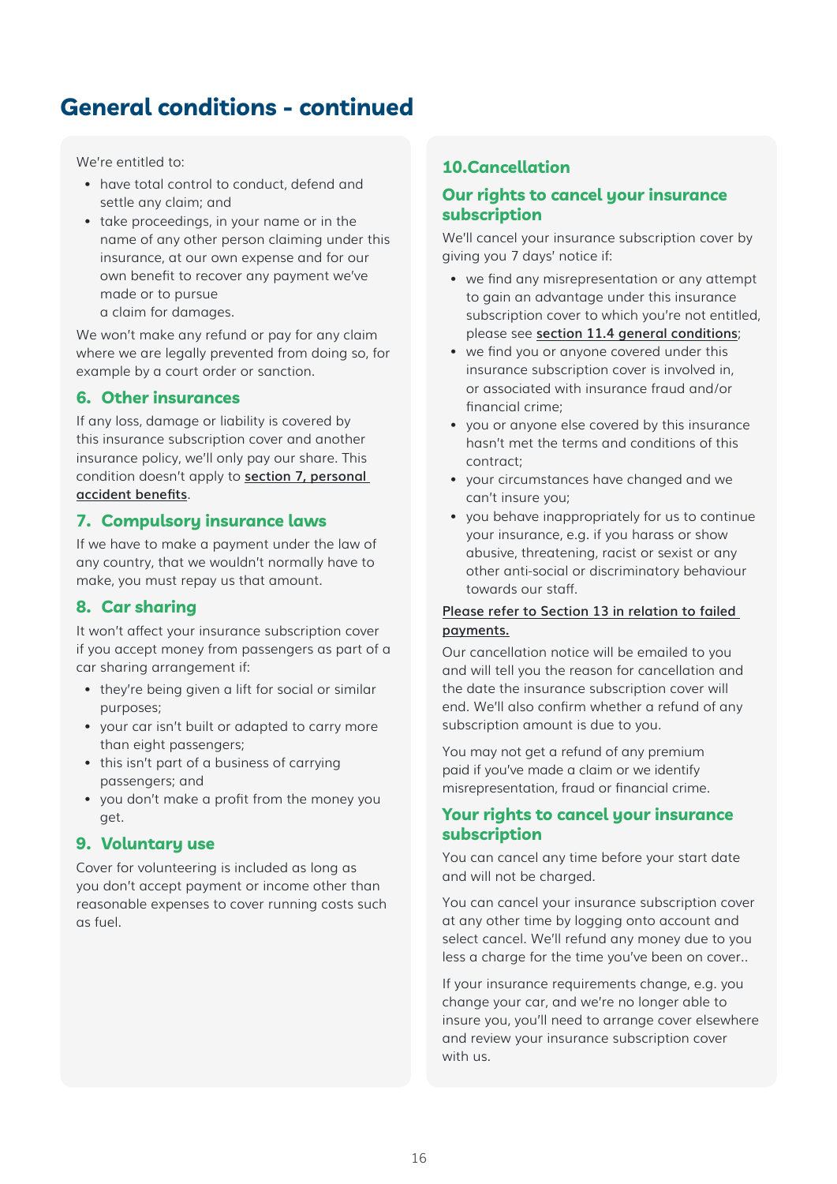# General conditions - continued

We're entitled to:

- have total control to conduct, defend and settle any claim; and
- take proceedings, in your name or in the name of any other person claiming under this insurance, at our own expense and for our own benefit to recover any payment we've made or to pursue a claim for damages.

We won't make any refund or pay for any claim where we are legally prevented from doing so, for example by a court order or sanction.

## 6. Other insurances

If any loss, damage or liability is covered by this insurance subscription cover and another insurance policy, we'll only pay our share. This condition doesn't apply to **section 7, personal accident benefits**.

## 7. Compulsory insurance laws

If we have to make a payment under the law of any country, that we wouldn't normally have to make, you must repay us that amount.

## 8. Car sharing

It won't affect your insurance subscription cover if you accept money from passengers as part of a car sharing arrangement if:

- they're being given a lift for social or similar purposes;
- your car isn't built or adapted to carry more than eight passengers;
- this isn't part of a business of carrying passengers; and
- you don't make a profit from the money you get.

## 9. Voluntary use

Cover for volunteering is included as long as you don't accept payment or income other than reasonable expenses to cover running costs such as fuel.

## 10. Cancellation

### Our rights to cancel your insurance subscription

We'll cancel your insurance subscription cover by giving you 7 days' notice if:

- we find any misrepresentation or any attempt to gain an advantage under this insurance subscription cover to which you're not entitled, please see **section 11.4 general conditions**;
- we find you or anyone covered under this insurance subscription cover is involved in, or associated with insurance fraud and/or financial crime;
- you or anyone else covered by this insurance hasn't met the terms and conditions of this contract;
- your circumstances have changed and we can't insure you;
- you behave inappropriately for us to continue your insurance, e.g. if you harass or show abusive, threatening, racist or sexist or any other anti-social or discriminatory behaviour towards our staff.

Please refer to Section 13 in relation to failed payments.

Our cancellation notice will be emailed to you and will tell you the reason for cancellation and the date the insurance subscription cover will end. We'll also confirm whether a refund of any subscription amount is due to you.

You may not get a refund of any premium paid if you've made a claim or we identify misrepresentation, fraud or financial crime.

### Your rights to cancel your insurance subscription

You can cancel any time before your start date and will not be charged.

You can cancel your insurance subscription cover at any other time by logging onto account and select cancel. We'll refund any money due to you less a charge for the time you've been on cover..

If your insurance requirements change, e.g. you change your car, and we're no longer able to insure you, you'll need to arrange cover elsewhere and review your insurance subscription cover with us.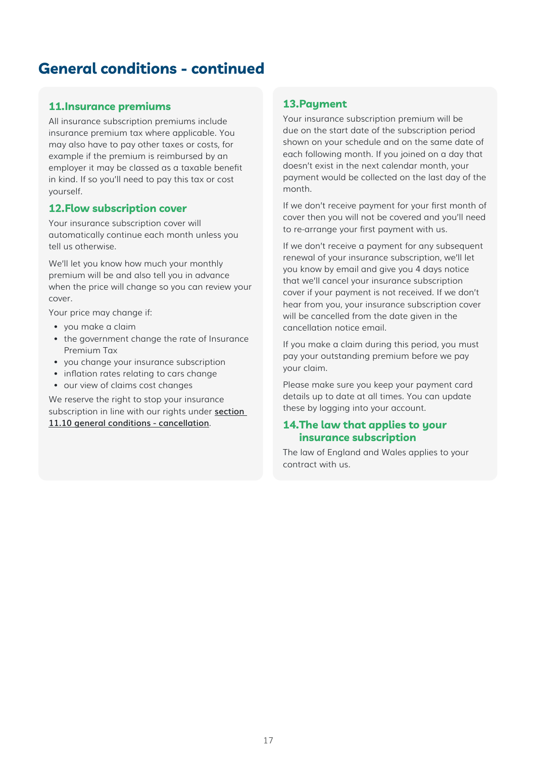# General conditions - continued

### 11. Insurance premiums

All insurance subscription premiums include insurance premium tax where applicable. You may also have to pay other taxes or costs, for example if the premium is reimbursed by an employer it may be classed as a taxable benefit in kind. If so you'll need to pay this tax or cost yourself.

### 12. Flow subscription cover

Your insurance subscription cover will automatically continue each month unless you tell us otherwise.

We'll let you know how much your monthly premium will be and also tell you in advance when the price will change so you can review your cover.

Your price may change if:

- you make a claim
- the government change the rate of Insurance Premium Tax
- you change your insurance subscription
- inflation rates relating to cars change
- our view of claims cost changes

We reserve the right to stop your insurance subscription in line with our rights under **section 11.10 general conditions - cancellation**.

### 13. Payment

Your insurance subscription premium will be due on the start date of the subscription period shown on your schedule and on the same date of each following month. If you joined on a day that doesn't exist in the next calendar month, your payment would be collected on the last day of the month.

If we don't receive payment for your first month of cover then you will not be covered and you'll need to re-arrange your first payment with us.

If we don't receive a payment for any subsequent renewal of your insurance subscription, we'll let you know by email and give you 4 days notice that we'll cancel your insurance subscription cover if your payment is not received. If we don't hear from you, your insurance subscription cover will be cancelled from the date given in the cancellation notice email.

If you make a claim during this period, you must pay your outstanding premium before we pay your claim.

Please make sure you keep your payment card details up to date at all times. You can update these by logging into your account.

### 14. The law that applies to your insurance subscription

The law of England and Wales applies to your contract with us.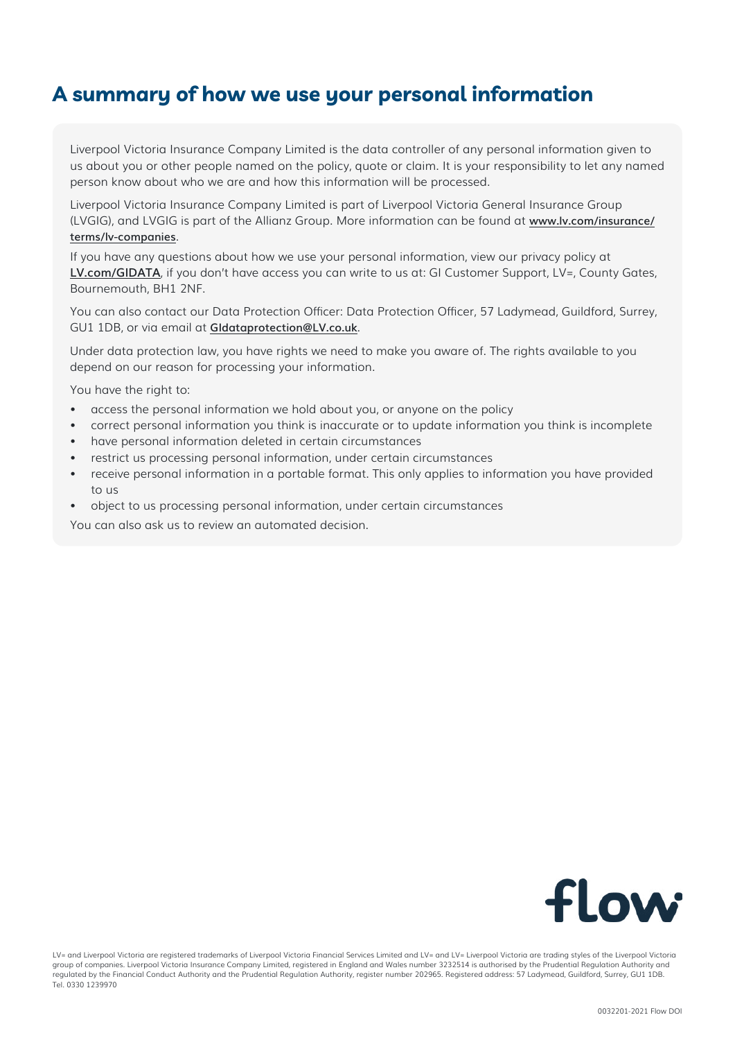# A summary of how we use your personal information

Liverpool Victoria Insurance Company Limited is the data controller of any personal information given to us about you or other people named on the policy, quote or claim. It is your responsibility to let any named person know about who we are and how this information will be processed.

Liverpool Victoria Insurance Company Limited is part of Liverpool Victoria General Insurance Group (LVGIG), and LVGIG is part of the Allianz Group. More information can be found at **www.lv.com/insurance/terms/lv-companies**.

If you have any questions about how we use your personal information, view our privacy policy at **LV.com/GIDATA**, if you don't have access you can write to us at: GI Customer Support, LV=, County Gates, Bournemouth, BH1 2NF.

You can also contact our Data Protection Officer: Data Protection Officer, 57 Ladymead, Guildford, Surrey, GU1 1DB, or via email at **GIdataprotection@LV.co.uk**.

Under data protection law, you have rights we need to make you aware of. The rights available to you depend on our reason for processing your information.

You have the right to:

- access the personal information we hold about you, or anyone on the policy
- correct personal information you think is inaccurate or to update information you think is incomplete
- have personal information deleted in certain circumstances
- restrict us processing personal information, under certain circumstances
- receive personal information in a portable format. This only applies to information you have provided to us
- object to us processing personal information, under certain circumstances

You can also ask us to review an automated decision.

flow

LV= and Liverpool Victoria are registered trademarks of Liverpool Victoria Financial Services Limited and LV= and LV= Liverpool Victoria are trading styles of the Liverpool Victoria group of companies. Liverpool Victoria Insurance Company Limited, registered in England and Wales number 3232514 is authorised by the Prudential Regulation Authority and regulated by the Financial Conduct Authority and the Prudential Regulation Authority, register number 202965. Registered address: 57 Ladymead, Guildford, Surrey, GU1 1DB. Tel. 0330 1239970

0032201-2021 Flow DOI